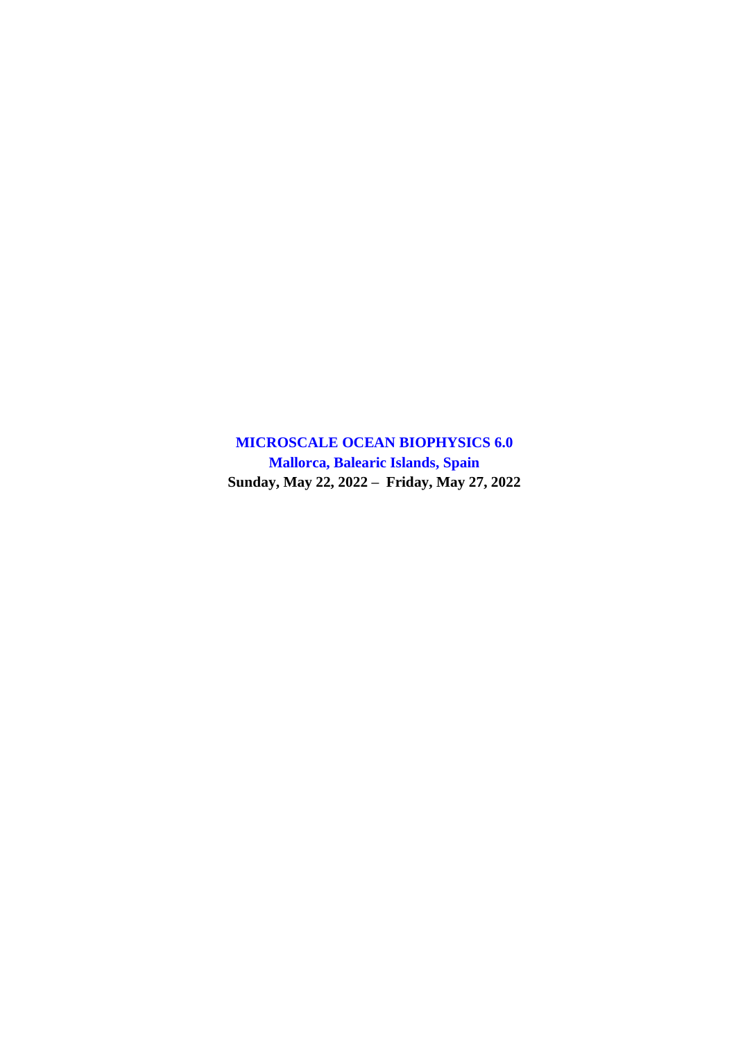# MICROSCALE OCEAN BIOPHYSICS 6.0

## Mallorca, Balearic Islands, Spain

**Sunday, May 22, 2022 – Friday, May 27, 2022**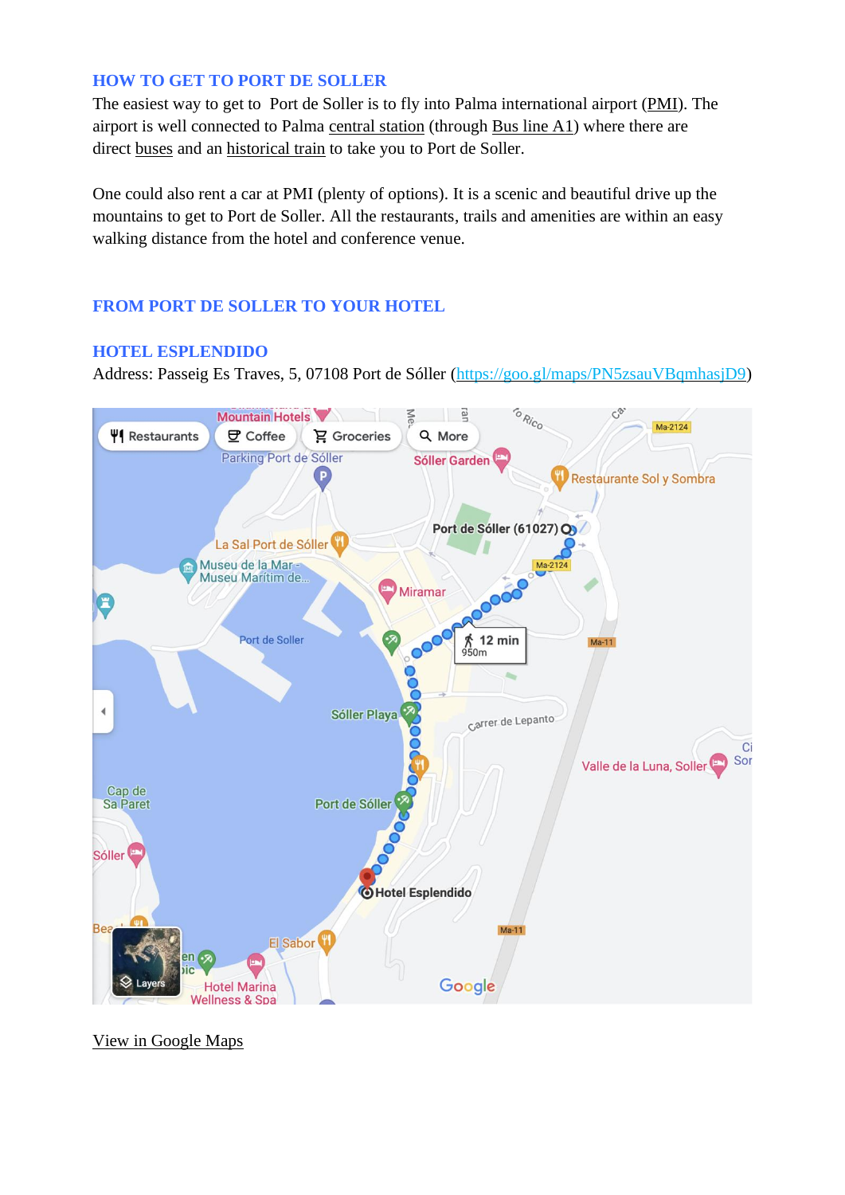## HOW TO GET TO PORT DE SOLLER

The easiest way to get to Port de Soller is to fly into Palma international airport (PMI). The airport is well connected to Palma central station (through Bus line A1) where there are direct buses and an historical train to take you to Port de Soller.

One could also rent a car at PMI (plenty of options). It is a scenic and beautiful drive up the mountains to get to Port de Soller. All the restaurants, trails and amenities are within an easy walking distance from the hotel and conference venue.

## FROM PORT DE SOLLER TO YOUR HOTEL

### HOTEL ESPLENDIDO

Address: Passeig Es Traves, 5, 07108 Port de Sóller (https://goo.gl/maps/PN5zsauVBqmhasjD9)

View in Google Maps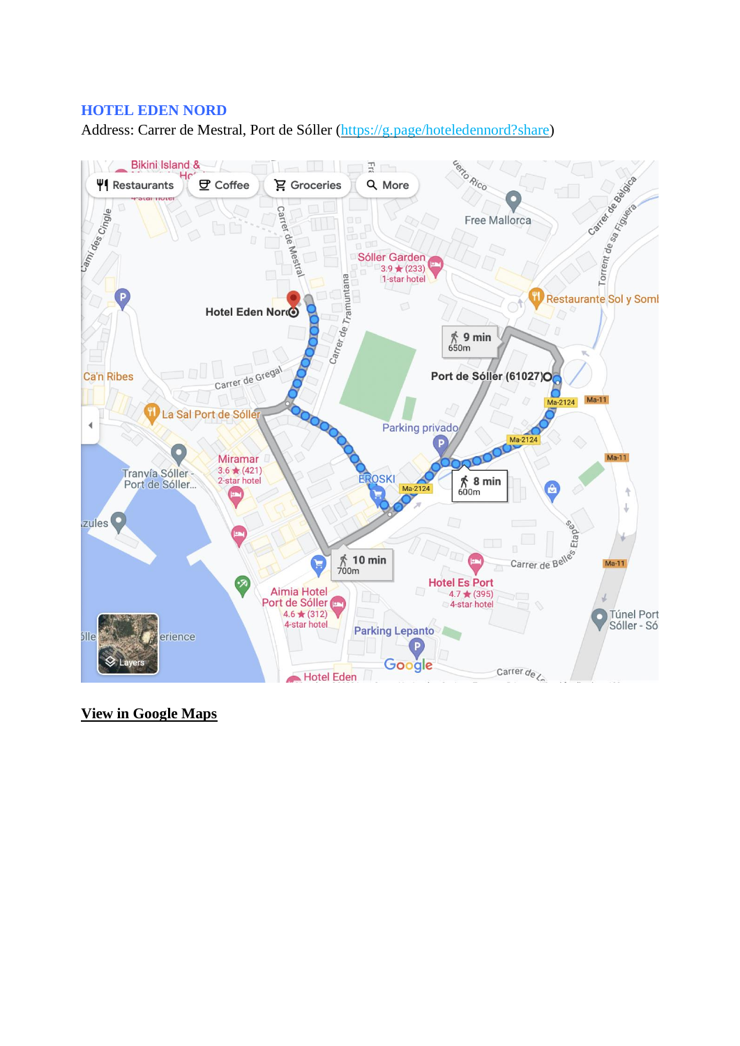## HOTEL EDEN NORD

Address: Carrer de Mestral, Port de Sóller (https://g.page/hoteledennord?share)

**View in Google Maps**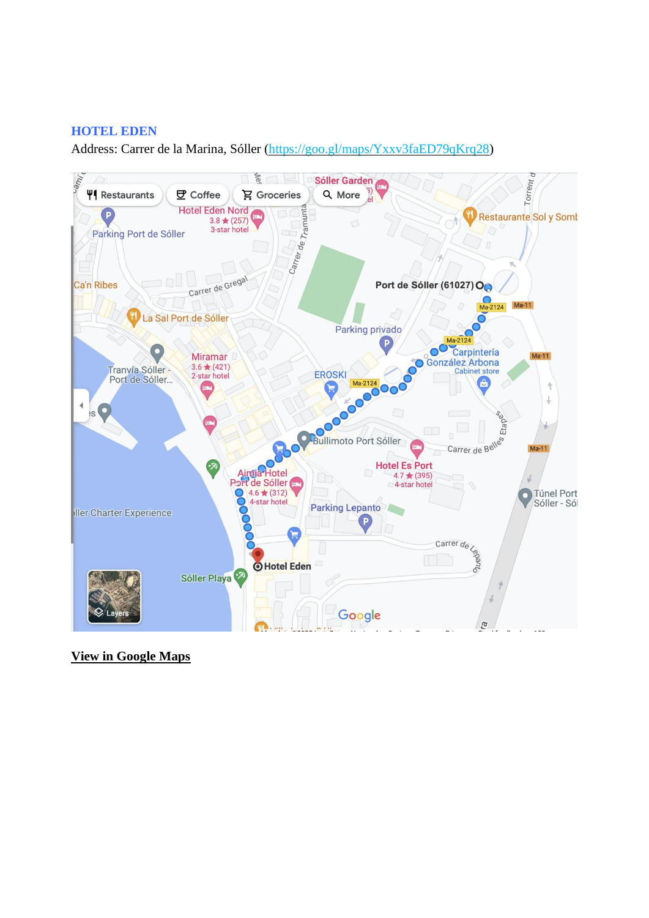## HOTEL EDEN

Address: Carrer de la Marina, Sóller (https://goo.gl/maps/Yxxv3faED79qKrq28)

**View in Google Maps**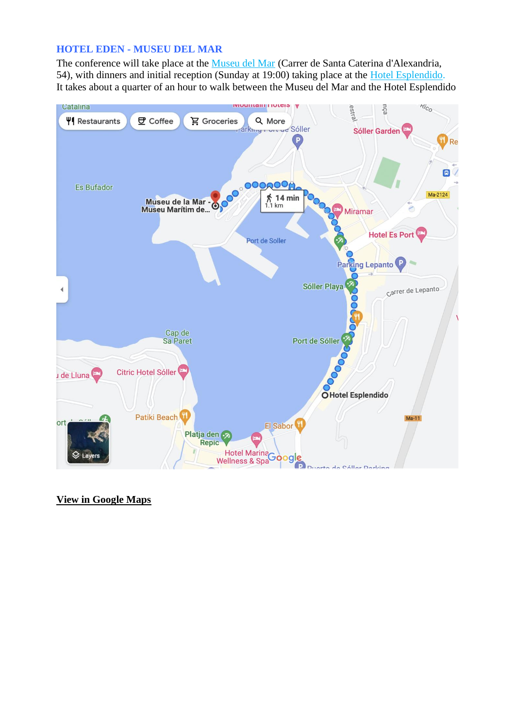## HOTEL EDEN - MUSEU DEL MAR

The conference will take place at the Museu del Mar (Carrer de Santa Caterina d'Alexandria, 54), with dinners and initial reception (Sunday at 19:00) taking place at the Hotel Esplendido. It takes about a quarter of an hour to walk between the Museu del Mar and the Hotel Esplendido

**View in Google Maps**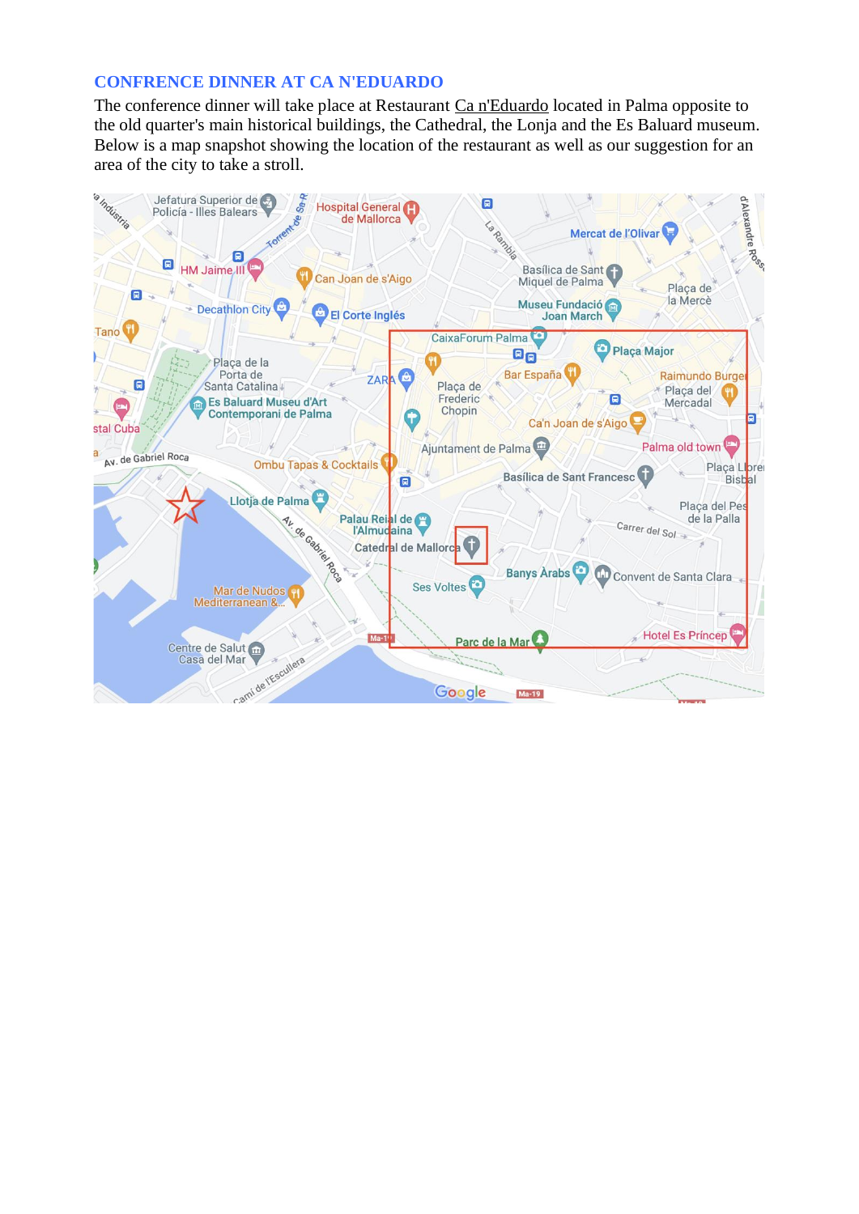## CONFRENCE DINNER AT CA N'EDUARDO

The conference dinner will take place at Restaurant Ca n'Eduardo located in Palma opposite to the old quarter's main historical buildings, the Cathedral, the Lonja and the Es Baluard museum. Below is a map snapshot showing the location of the restaurant as well as our suggestion for an area of the city to take a stroll.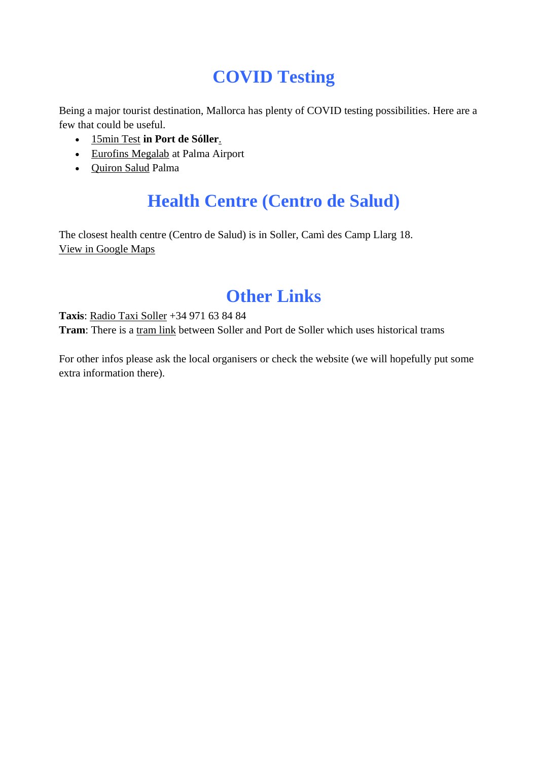# COVID Testing

Being a major tourist destination, Mallorca has plenty of COVID testing possibilities. Here are a few that could be useful.

- 15min Test **in Port de Sóller**.
- Eurofins Megalab at Palma Airport
- Quiron Salud Palma

# Health Centre (Centro de Salud)

The closest health centre (Centro de Salud) is in Soller, Camì des Camp Llarg 18.
View in Google Maps

# Other Links

**Taxis**: Radio Taxi Soller +34 971 63 84 84
**Tram**: There is a tram link between Soller and Port de Soller which uses historical trams

For other infos please ask the local organisers or check the website (we will hopefully put some extra information there).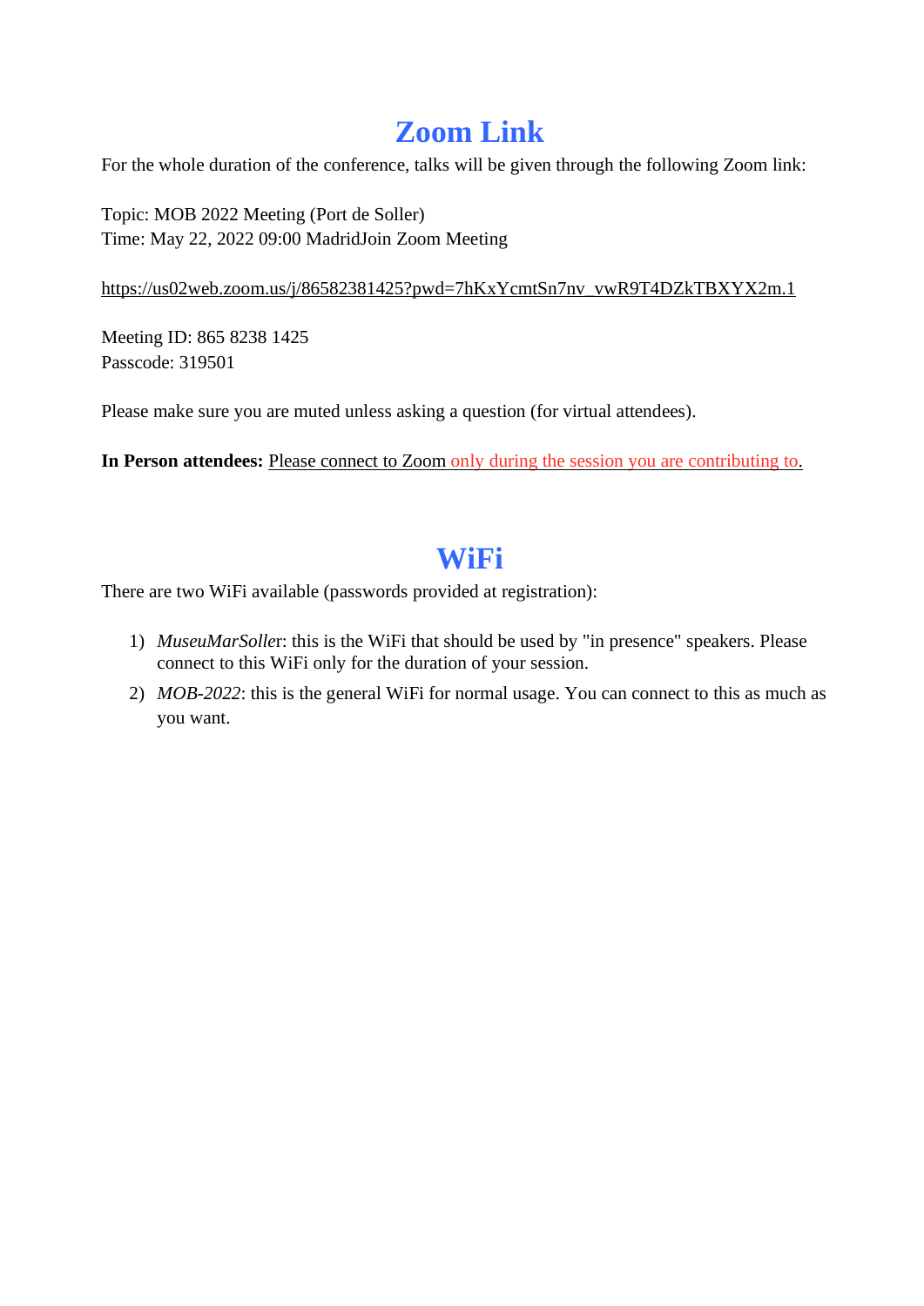# Zoom Link

For the whole duration of the conference, talks will be given through the following Zoom link:

Topic: MOB 2022 Meeting (Port de Soller)
Time: May 22, 2022 09:00 MadridJoin Zoom Meeting

https://us02web.zoom.us/j/86582381425?pwd=7hKxYcmtSn7nv_vwR9T4DZkTBXYX2m.1

Meeting ID: 865 8238 1425
Passcode: 319501

Please make sure you are muted unless asking a question (for virtual attendees).

**In Person attendees:** Please connect to Zoom only during the session you are contributing to.

# WiFi

There are two WiFi available (passwords provided at registration):

1) *MuseuMarSolle*r: this is the WiFi that should be used by "in presence" speakers. Please connect to this WiFi only for the duration of your session.
2) *MOB-2022*: this is the general WiFi for normal usage. You can connect to this as much as you want.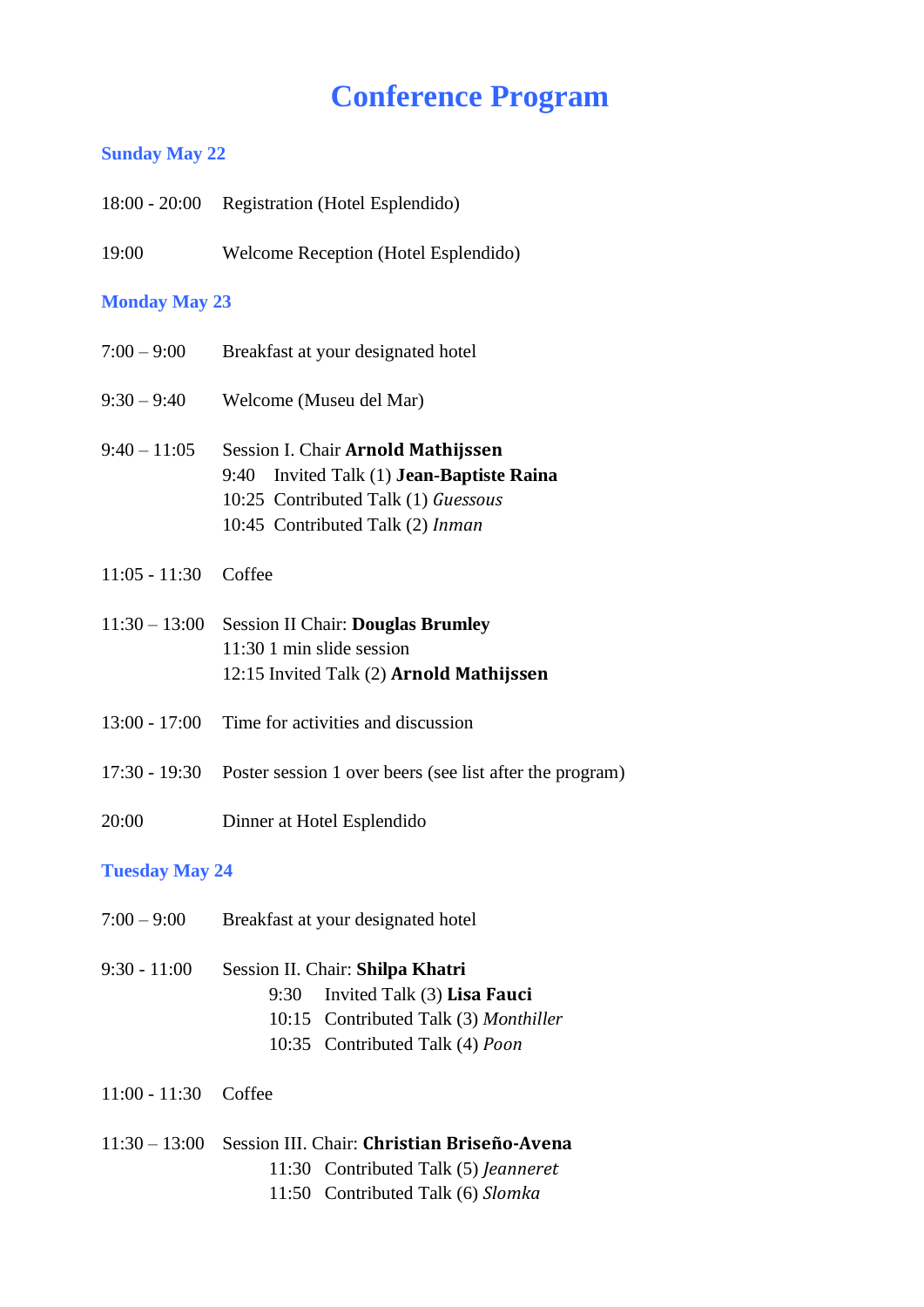# Conference Program

## Sunday May 22

18:00 - 20:00 Registration (Hotel Esplendido)

19:00 Welcome Reception (Hotel Esplendido)

## Monday May 23

7:00 – 9:00 Breakfast at your designated hotel

9:30 – 9:40 Welcome (Museu del Mar)

9:40 – 11:05 Session I. Chair **Arnold Mathijssen**
- 9:40 Invited Talk (1) **Jean-Baptiste Raina**
- 10:25 Contributed Talk (1) *Guessous*
- 10:45 Contributed Talk (2) *Inman*

11:05 - 11:30 Coffee

11:30 – 13:00 Session II Chair: **Douglas Brumley**
- 11:30 1 min slide session
- 12:15 Invited Talk (2) **Arnold Mathijssen**

13:00 - 17:00 Time for activities and discussion

17:30 - 19:30 Poster session 1 over beers (see list after the program)

20:00 Dinner at Hotel Esplendido

## Tuesday May 24

7:00 – 9:00 Breakfast at your designated hotel

9:30 - 11:00 Session II. Chair: **Shilpa Khatri**
- 9:30 Invited Talk (3) **Lisa Fauci**
- 10:15 Contributed Talk (3) *Monthiller*
- 10:35 Contributed Talk (4) *Poon*

11:00 - 11:30 Coffee

11:30 – 13:00 Session III. Chair: **Christian Briseño-Avena**
- 11:30 Contributed Talk (5) *Jeanneret*
- 11:50 Contributed Talk (6) *Slomka*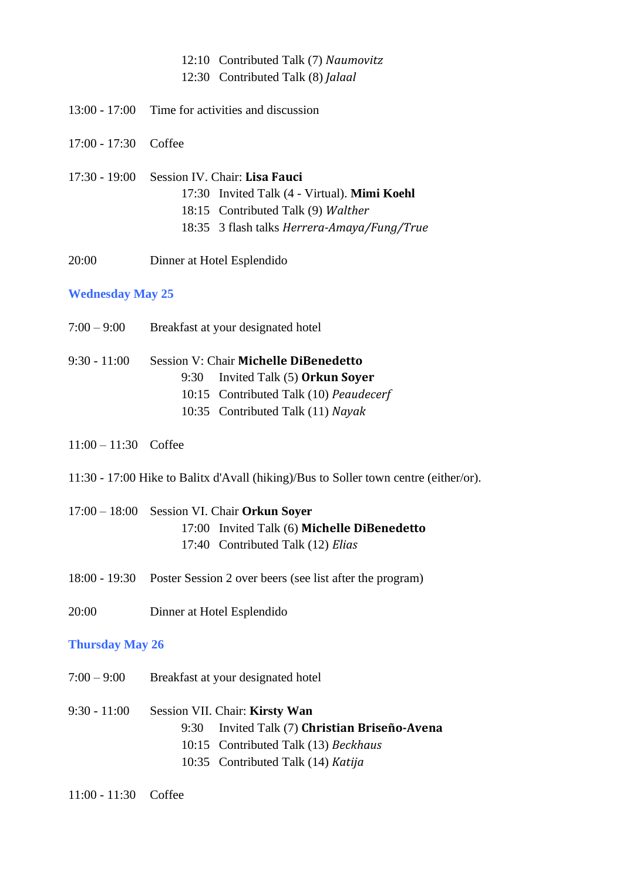12:10 Contributed Talk (7) *Naumovitz*
12:30 Contributed Talk (8) *Jalaal*

13:00 - 17:00 Time for activities and discussion

17:00 - 17:30 Coffee

17:30 - 19:00 Session IV. Chair: **Lisa Fauci**
17:30 Invited Talk (4 - Virtual). **Mimi Koehl**
18:15 Contributed Talk (9) *Walther*
18:35 3 flash talks *Herrera-Amaya/Fung/True*

20:00 Dinner at Hotel Esplendido

### Wednesday May 25

7:00 – 9:00 Breakfast at your designated hotel

9:30 - 11:00 Session V: Chair **Michelle DiBenedetto**
9:30 Invited Talk (5) **Orkun Soyer**
10:15 Contributed Talk (10) *Peaudecerf*
10:35 Contributed Talk (11) *Nayak*

11:00 – 11:30 Coffee

11:30 - 17:00 Hike to Balitx d'Avall (hiking)/Bus to Soller town centre (either/or).

17:00 – 18:00 Session VI. Chair **Orkun Soyer**
17:00 Invited Talk (6) **Michelle DiBenedetto**
17:40 Contributed Talk (12) *Elias*

18:00 - 19:30 Poster Session 2 over beers (see list after the program)

20:00 Dinner at Hotel Esplendido

### Thursday May 26

7:00 – 9:00 Breakfast at your designated hotel

9:30 - 11:00 Session VII. Chair: **Kirsty Wan**
9:30 Invited Talk (7) **Christian Briseño-Avena**
10:15 Contributed Talk (13) *Beckhaus*
10:35 Contributed Talk (14) *Katija*

11:00 - 11:30 Coffee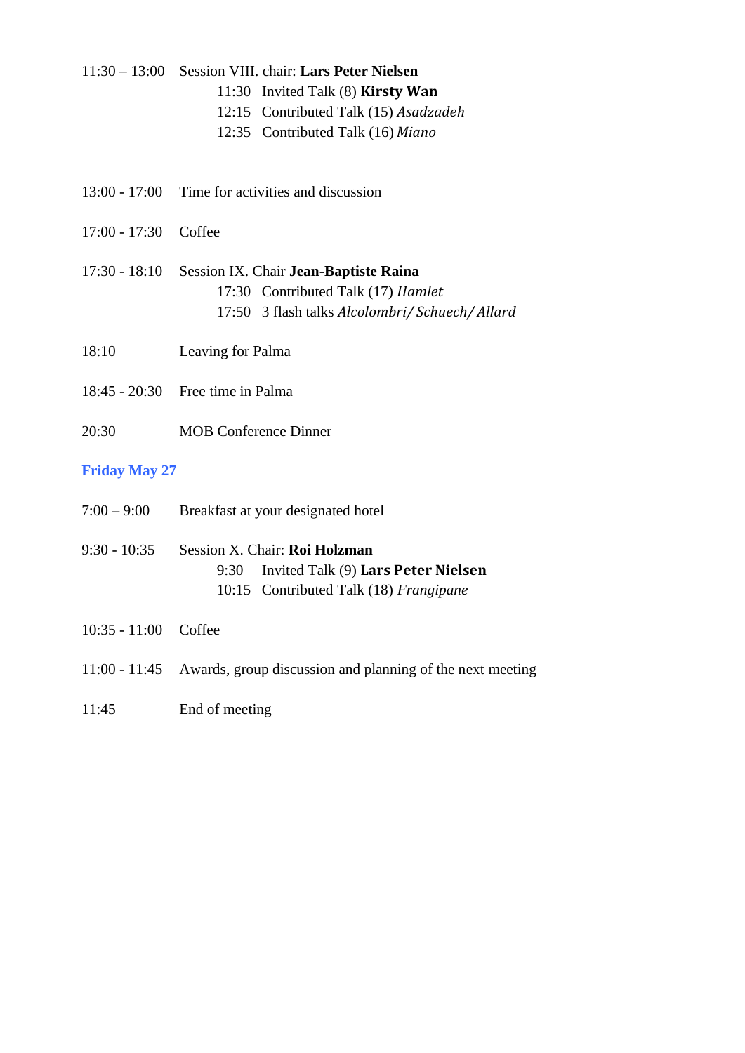11:30 – 13:00 Session VIII. chair: **Lars Peter Nielsen**
- 11:30 Invited Talk (8) **Kirsty Wan**
- 12:15 Contributed Talk (15) *Asadzadeh*
- 12:35 Contributed Talk (16) *Miano*

13:00 - 17:00 Time for activities and discussion

17:00 - 17:30 Coffee

17:30 - 18:10 Session IX. Chair **Jean-Baptiste Raina**
- 17:30 Contributed Talk (17) *Hamlet*
- 17:50 3 flash talks *Alcolombri/ Schuech/ Allard*

18:10 Leaving for Palma

18:45 - 20:30 Free time in Palma

20:30 MOB Conference Dinner

## Friday May 27

7:00 – 9:00 Breakfast at your designated hotel

9:30 - 10:35 Session X. Chair: **Roi Holzman**
- 9:30 Invited Talk (9) **Lars Peter Nielsen**
- 10:15 Contributed Talk (18) *Frangipane*

10:35 - 11:00 Coffee

11:00 - 11:45 Awards, group discussion and planning of the next meeting

11:45 End of meeting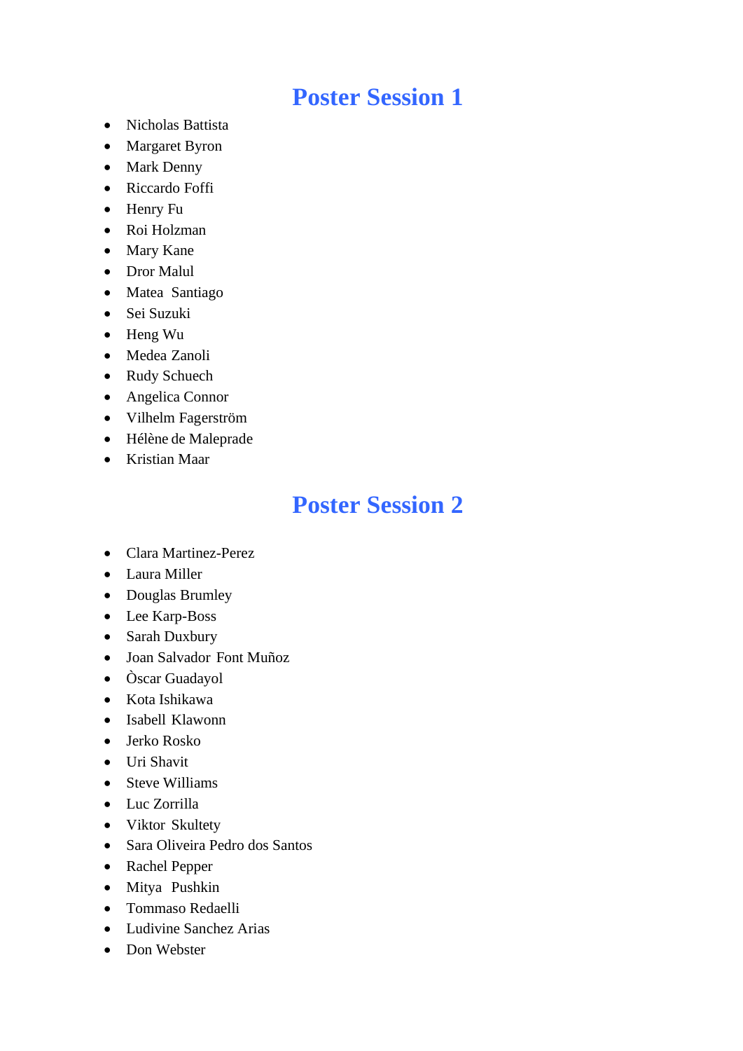# Poster Session 1

- Nicholas Battista
- Margaret Byron
- Mark Denny
- Riccardo Foffi
- Henry Fu
- Roi Holzman
- Mary Kane
- Dror Malul
- Matea Santiago
- Sei Suzuki
- Heng Wu
- Medea Zanoli
- Rudy Schuech
- Angelica Connor
- Vilhelm Fagerström
- Hélène de Maleprade
- Kristian Maar

# Poster Session 2

- Clara Martinez-Perez
- Laura Miller
- Douglas Brumley
- Lee Karp-Boss
- Sarah Duxbury
- Joan Salvador Font Muñoz
- Òscar Guadayol
- Kota Ishikawa
- Isabell Klawonn
- Jerko Rosko
- Uri Shavit
- Steve Williams
- Luc Zorrilla
- Viktor Skultety
- Sara Oliveira Pedro dos Santos
- Rachel Pepper
- Mitya Pushkin
- Tommaso Redaelli
- Ludivine Sanchez Arias
- Don Webster